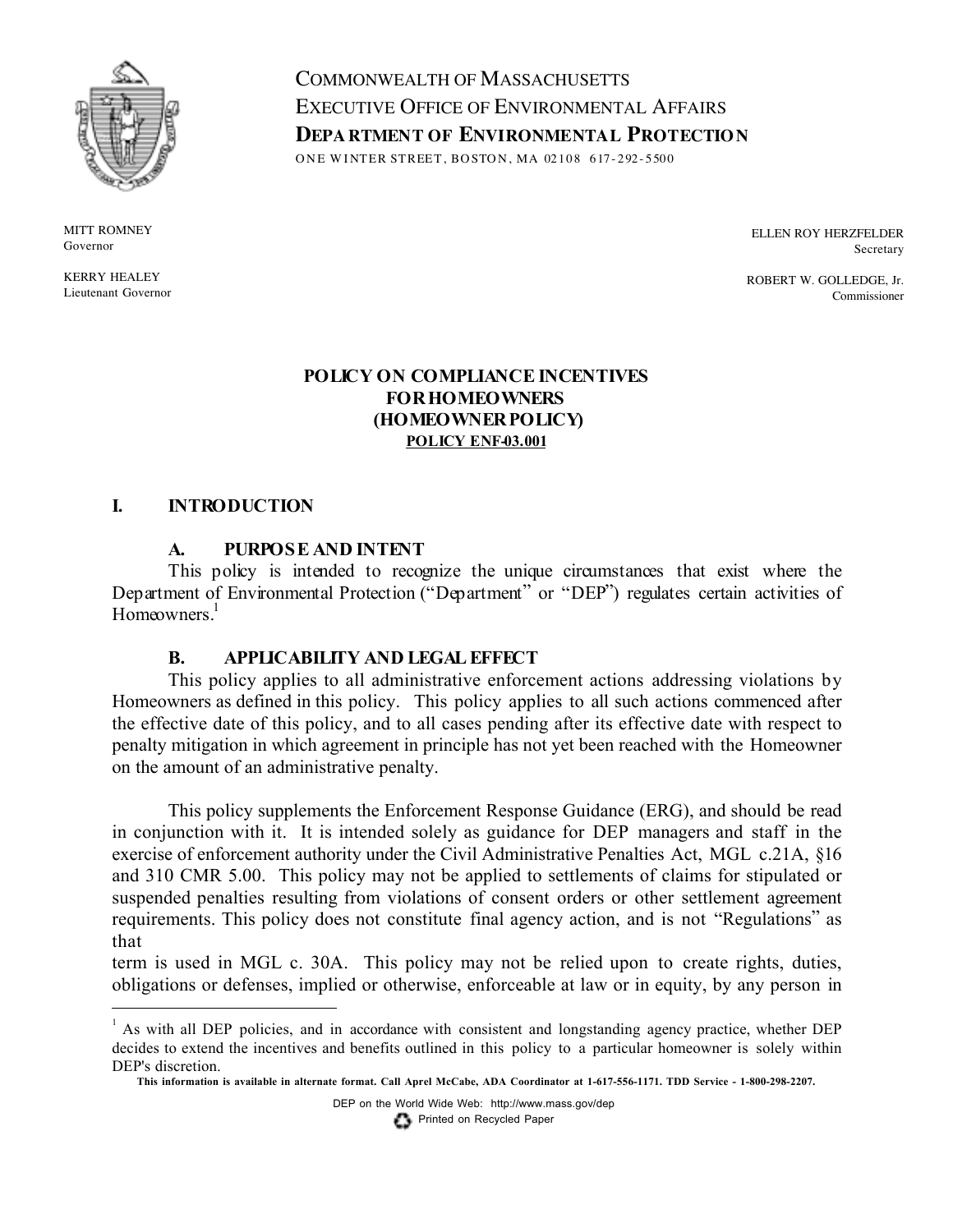COMMONWEALTH OF MASSACHUSETTS
EXECUTIVE OFFICE OF ENVIRONMENTAL AFFAIRS
**DEPARTMENT OF ENVIRONMENTAL PROTECTION**
ONE WINTER STREET, BOSTON, MA 02108 617-292-5500

MITT ROMNEY
Governor

KERRY HEALEY
Lieutenant Governor

ELLEN ROY HERZFELDER
Secretary

ROBERT W. GOLLEDGE, Jr.
Commissioner

# POLICY ON COMPLIANCE INCENTIVES FOR HOMEOWNERS (HOMEOWNER POLICY)

**POLICY ENF-03.001**

## I. INTRODUCTION

### A. PURPOSE AND INTENT

This policy is intended to recognize the unique circumstances that exist where the Department of Environmental Protection ("Department" or "DEP") regulates certain activities of Homeowners.[1]

### B. APPLICABILITY AND LEGAL EFFECT

This policy applies to all administrative enforcement actions addressing violations by Homeowners as defined in this policy. This policy applies to all such actions commenced after the effective date of this policy, and to all cases pending after its effective date with respect to penalty mitigation in which agreement in principle has not yet been reached with the Homeowner on the amount of an administrative penalty.

This policy supplements the Enforcement Response Guidance (ERG), and should be read in conjunction with it. It is intended solely as guidance for DEP managers and staff in the exercise of enforcement authority under the Civil Administrative Penalties Act, MGL c.21A, §16 and 310 CMR 5.00. This policy may not be applied to settlements of claims for stipulated or suspended penalties resulting from violations of consent orders or other settlement agreement requirements. This policy does not constitute final agency action, and is not "Regulations" as that term is used in MGL c. 30A. This policy may not be relied upon to create rights, duties, obligations or defenses, implied or otherwise, enforceable at law or in equity, by any person in

[1] As with all DEP policies, and in accordance with consistent and longstanding agency practice, whether DEP decides to extend the incentives and benefits outlined in this policy to a particular homeowner is solely within DEP's discretion.

**This information is available in alternate format. Call Aprel McCabe, ADA Coordinator at 1-617-556-1171. TDD Service - 1-800-298-2207.**

DEP on the World Wide Web: http://www.mass.gov/dep
Printed on Recycled Paper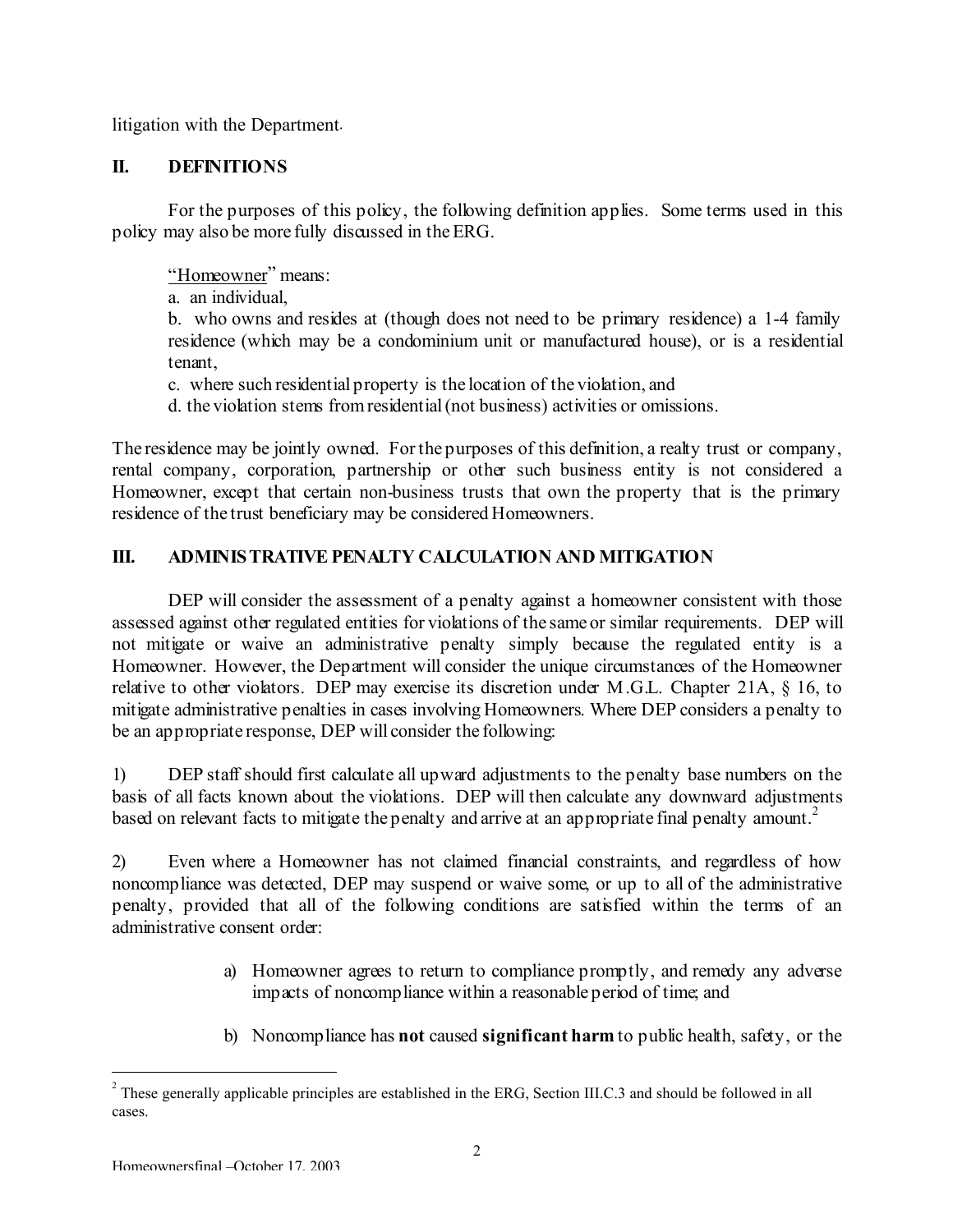litigation with the Department.

## II. DEFINITIONS

For the purposes of this policy, the following definition applies. Some terms used in this policy may also be more fully discussed in the ERG.

"Homeowner" means:

a. an individual,

b. who owns and resides at (though does not need to be primary residence) a 1-4 family residence (which may be a condominium unit or manufactured house), or is a residential tenant,

c. where such residential property is the location of the violation, and

d. the violation stems from residential (not business) activities or omissions.

The residence may be jointly owned. For the purposes of this definition, a realty trust or company, rental company, corporation, partnership or other such business entity is not considered a Homeowner, except that certain non-business trusts that own the property that is the primary residence of the trust beneficiary may be considered Homeowners.

## III. ADMINISTRATIVE PENALTY CALCULATION AND MITIGATION

DEP will consider the assessment of a penalty against a homeowner consistent with those assessed against other regulated entities for violations of the same or similar requirements. DEP will not mitigate or waive an administrative penalty simply because the regulated entity is a Homeowner. However, the Department will consider the unique circumstances of the Homeowner relative to other violators. DEP may exercise its discretion under M.G.L. Chapter 21A, § 16, to mitigate administrative penalties in cases involving Homeowners. Where DEP considers a penalty to be an appropriate response, DEP will consider the following:

1) DEP staff should first calculate all upward adjustments to the penalty base numbers on the basis of all facts known about the violations. DEP will then calculate any downward adjustments based on relevant facts to mitigate the penalty and arrive at an appropriate final penalty amount.[2]

2) Even where a Homeowner has not claimed financial constraints, and regardless of how noncompliance was detected, DEP may suspend or waive some, or up to all of the administrative penalty, provided that all of the following conditions are satisfied within the terms of an administrative consent order:

a) Homeowner agrees to return to compliance promptly, and remedy any adverse impacts of noncompliance within a reasonable period of time; and

b) Noncompliance has **not** caused **significant harm** to public health, safety, or the

[2] These generally applicable principles are established in the ERG, Section III.C.3 and should be followed in all cases.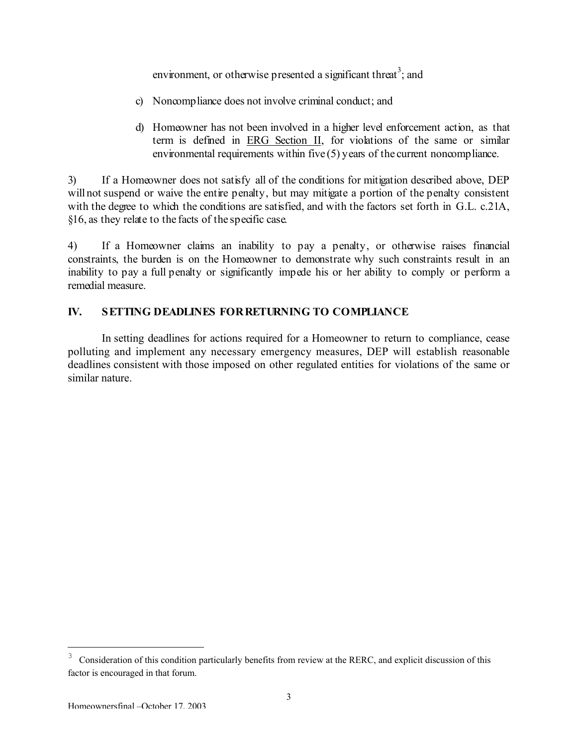environment, or otherwise presented a significant threat[3]; and

c) Noncompliance does not involve criminal conduct; and

d) Homeowner has not been involved in a higher level enforcement action, as that term is defined in ERG Section II, for violations of the same or similar environmental requirements within five (5) years of the current noncompliance.

3) If a Homeowner does not satisfy all of the conditions for mitigation described above, DEP will not suspend or waive the entire penalty, but may mitigate a portion of the penalty consistent with the degree to which the conditions are satisfied, and with the factors set forth in G.L. c.21A, §16, as they relate to the facts of the specific case.

4) If a Homeowner claims an inability to pay a penalty, or otherwise raises financial constraints, the burden is on the Homeowner to demonstrate why such constraints result in an inability to pay a full penalty or significantly impede his or her ability to comply or perform a remedial measure.

## IV. SETTING DEADLINES FOR RETURNING TO COMPLIANCE

In setting deadlines for actions required for a Homeowner to return to compliance, cease polluting and implement any necessary emergency measures, DEP will establish reasonable deadlines consistent with those imposed on other regulated entities for violations of the same or similar nature.

---

[3] Consideration of this condition particularly benefits from review at the RERC, and explicit discussion of this factor is encouraged in that forum.